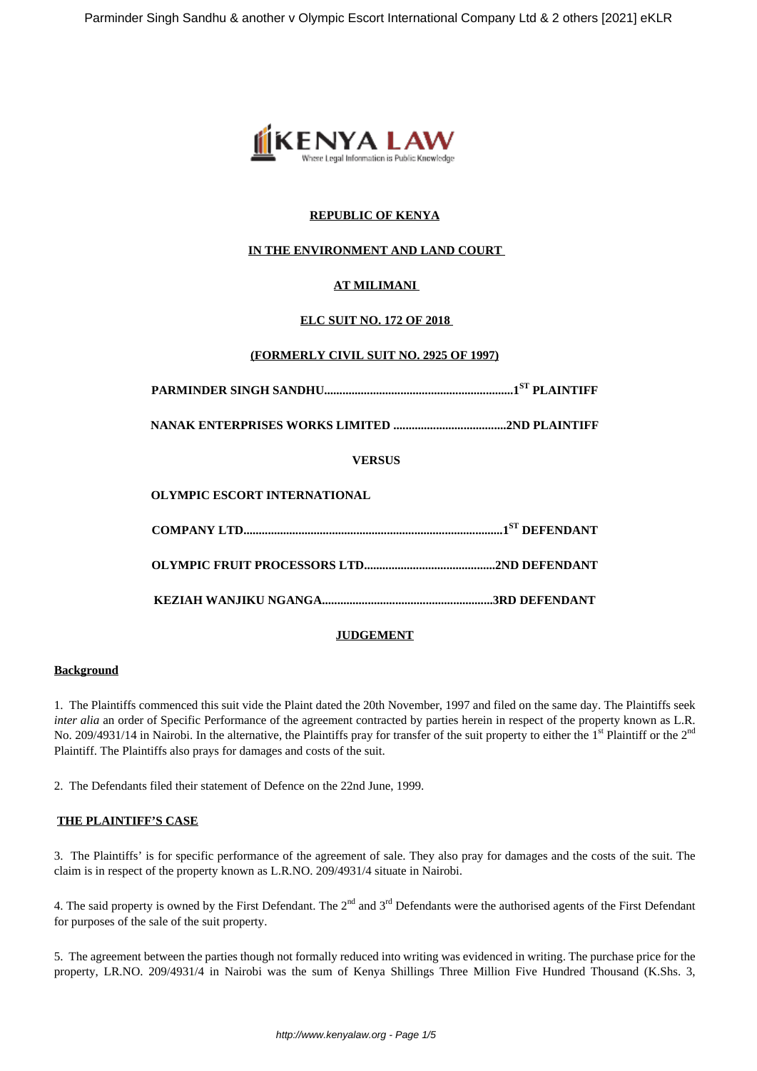**REPUBLIC OF KENYA**

**IN THE ENVIRONMENT AND LAND COURT**

**AT MILIMANI**

**ELC SUIT NO. 172 OF 2018**

**(FORMERLY CIVIL SUIT NO. 2925 OF 1997)**

**PARMINDER SINGH SANDHU.............................................................1ST PLAINTIFF**

**NANAK ENTERPRISES WORKS LIMITED .....................................2ND PLAINTIFF**

**VERSUS**

**OLYMPIC ESCORT INTERNATIONAL**

**COMPANY LTD....................................................................................1ST DEFENDANT**

**OLYMPIC FRUIT PROCESSORS LTD..........................................2ND DEFENDANT**

**KEZIAH WANJIKU NGANGA.......................................................3RD DEFENDANT**

**JUDGEMENT**

**Background**

1. The Plaintiffs commenced this suit vide the Plaint dated the 20th November, 1997 and filed on the same day. The Plaintiffs seek *inter alia* an order of Specific Performance of the agreement contracted by parties herein in respect of the property known as L.R. No. 209/4931/14 in Nairobi. In the alternative, the Plaintiffs pray for transfer of the suit property to either the 1st Plaintiff or the 2nd Plaintiff. The Plaintiffs also prays for damages and costs of the suit.

2. The Defendants filed their statement of Defence on the 22nd June, 1999.

**THE PLAINTIFF'S CASE**

3. The Plaintiffs' is for specific performance of the agreement of sale. They also pray for damages and the costs of the suit. The claim is in respect of the property known as L.R.NO. 209/4931/4 situate in Nairobi.

4. The said property is owned by the First Defendant. The 2nd and 3rd Defendants were the authorised agents of the First Defendant for purposes of the sale of the suit property.

5. The agreement between the parties though not formally reduced into writing was evidenced in writing. The purchase price for the property, LR.NO. 209/4931/4 in Nairobi was the sum of Kenya Shillings Three Million Five Hundred Thousand (K.Shs. 3,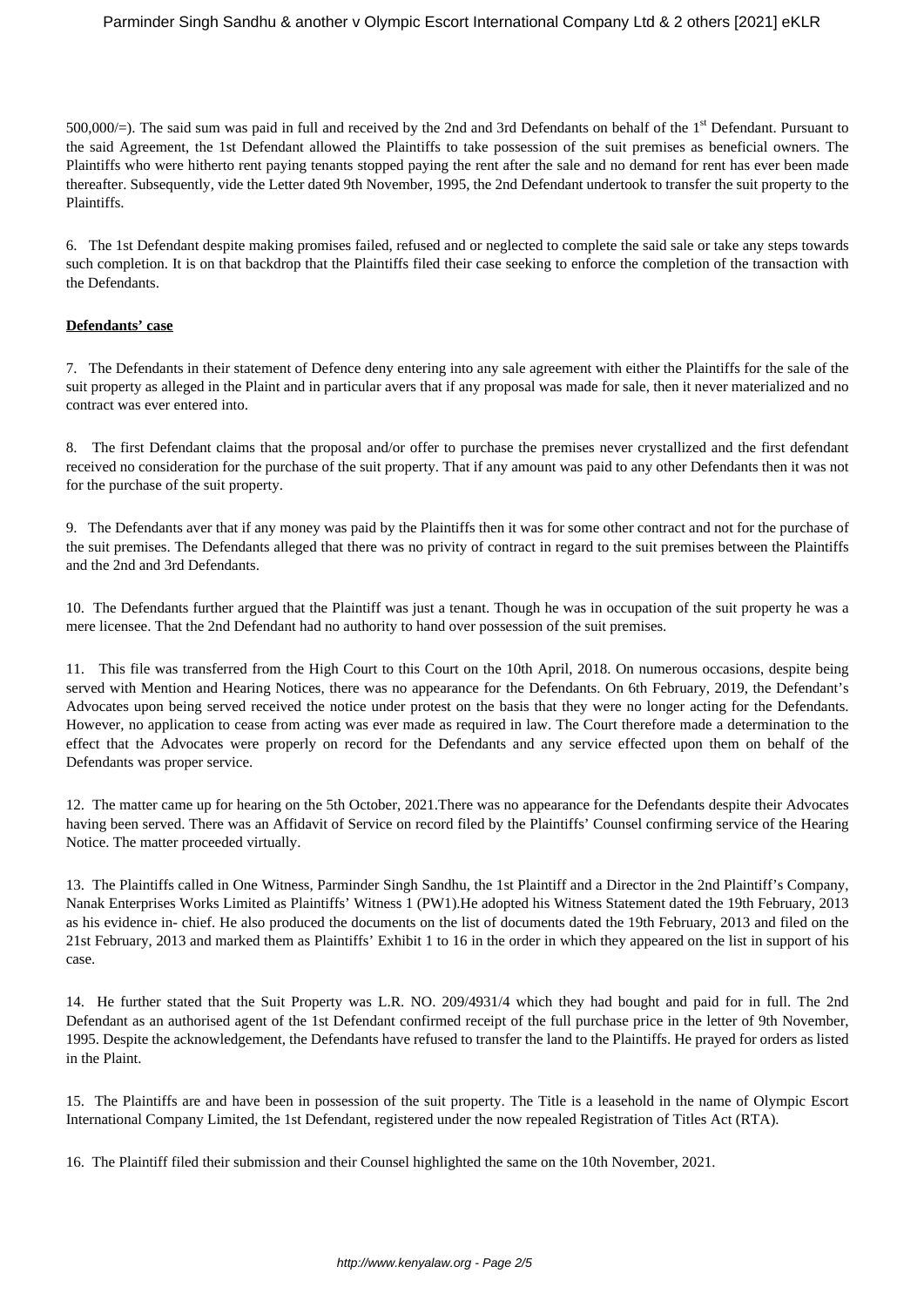500,000/=). The said sum was paid in full and received by the 2nd and 3rd Defendants on behalf of the 1st Defendant. Pursuant to the said Agreement, the 1st Defendant allowed the Plaintiffs to take possession of the suit premises as beneficial owners. The Plaintiffs who were hitherto rent paying tenants stopped paying the rent after the sale and no demand for rent has ever been made thereafter. Subsequently, vide the Letter dated 9th November, 1995, the 2nd Defendant undertook to transfer the suit property to the Plaintiffs.

6. The 1st Defendant despite making promises failed, refused and or neglected to complete the said sale or take any steps towards such completion. It is on that backdrop that the Plaintiffs filed their case seeking to enforce the completion of the transaction with the Defendants.

**Defendants' case**

7. The Defendants in their statement of Defence deny entering into any sale agreement with either the Plaintiffs for the sale of the suit property as alleged in the Plaint and in particular avers that if any proposal was made for sale, then it never materialized and no contract was ever entered into.

8. The first Defendant claims that the proposal and/or offer to purchase the premises never crystallized and the first defendant received no consideration for the purchase of the suit property. That if any amount was paid to any other Defendants then it was not for the purchase of the suit property.

9. The Defendants aver that if any money was paid by the Plaintiffs then it was for some other contract and not for the purchase of the suit premises. The Defendants alleged that there was no privity of contract in regard to the suit premises between the Plaintiffs and the 2nd and 3rd Defendants.

10. The Defendants further argued that the Plaintiff was just a tenant. Though he was in occupation of the suit property he was a mere licensee. That the 2nd Defendant had no authority to hand over possession of the suit premises.

11. This file was transferred from the High Court to this Court on the 10th April, 2018. On numerous occasions, despite being served with Mention and Hearing Notices, there was no appearance for the Defendants. On 6th February, 2019, the Defendant's Advocates upon being served received the notice under protest on the basis that they were no longer acting for the Defendants. However, no application to cease from acting was ever made as required in law. The Court therefore made a determination to the effect that the Advocates were properly on record for the Defendants and any service effected upon them on behalf of the Defendants was proper service.

12. The matter came up for hearing on the 5th October, 2021.There was no appearance for the Defendants despite their Advocates having been served. There was an Affidavit of Service on record filed by the Plaintiffs' Counsel confirming service of the Hearing Notice. The matter proceeded virtually.

13. The Plaintiffs called in One Witness, Parminder Singh Sandhu, the 1st Plaintiff and a Director in the 2nd Plaintiff's Company, Nanak Enterprises Works Limited as Plaintiffs' Witness 1 (PW1).He adopted his Witness Statement dated the 19th February, 2013 as his evidence in- chief. He also produced the documents on the list of documents dated the 19th February, 2013 and filed on the 21st February, 2013 and marked them as Plaintiffs' Exhibit 1 to 16 in the order in which they appeared on the list in support of his case.

14. He further stated that the Suit Property was L.R. NO. 209/4931/4 which they had bought and paid for in full. The 2nd Defendant as an authorised agent of the 1st Defendant confirmed receipt of the full purchase price in the letter of 9th November, 1995. Despite the acknowledgement, the Defendants have refused to transfer the land to the Plaintiffs. He prayed for orders as listed in the Plaint.

15. The Plaintiffs are and have been in possession of the suit property. The Title is a leasehold in the name of Olympic Escort International Company Limited, the 1st Defendant, registered under the now repealed Registration of Titles Act (RTA).

16. The Plaintiff filed their submission and their Counsel highlighted the same on the 10th November, 2021.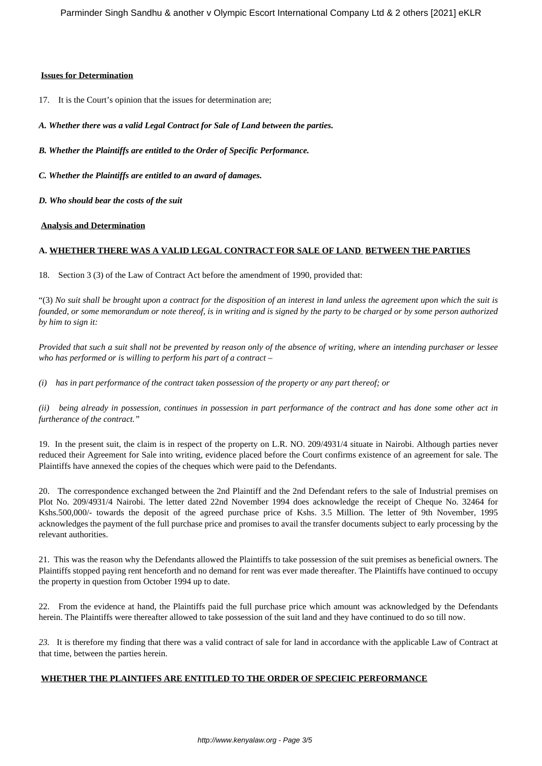**Issues for Determination**

17. It is the Court's opinion that the issues for determination are;

***A. Whether there was a valid Legal Contract for Sale of Land between the parties.***

***B. Whether the Plaintiffs are entitled to the Order of Specific Performance.***

***C. Whether the Plaintiffs are entitled to an award of damages.***

***D. Who should bear the costs of the suit***

**Analysis and Determination**

**A. WHETHER THERE WAS A VALID LEGAL CONTRACT FOR SALE OF LAND BETWEEN THE PARTIES**

18. Section 3 (3) of the Law of Contract Act before the amendment of 1990, provided that:

"(3) *No suit shall be brought upon a contract for the disposition of an interest in land unless the agreement upon which the suit is founded, or some memorandum or note thereof, is in writing and is signed by the party to be charged or by some person authorized by him to sign it:*

*Provided that such a suit shall not be prevented by reason only of the absence of writing, where an intending purchaser or lessee who has performed or is willing to perform his part of a contract –*

*(i) has in part performance of the contract taken possession of the property or any part thereof; or*

*(ii) being already in possession, continues in possession in part performance of the contract and has done some other act in furtherance of the contract."*

19. In the present suit, the claim is in respect of the property on L.R. NO. 209/4931/4 situate in Nairobi. Although parties never reduced their Agreement for Sale into writing, evidence placed before the Court confirms existence of an agreement for sale. The Plaintiffs have annexed the copies of the cheques which were paid to the Defendants.

20. The correspondence exchanged between the 2nd Plaintiff and the 2nd Defendant refers to the sale of Industrial premises on Plot No. 209/4931/4 Nairobi. The letter dated 22nd November 1994 does acknowledge the receipt of Cheque No. 32464 for Kshs.500,000/- towards the deposit of the agreed purchase price of Kshs. 3.5 Million. The letter of 9th November, 1995 acknowledges the payment of the full purchase price and promises to avail the transfer documents subject to early processing by the relevant authorities.

21. This was the reason why the Defendants allowed the Plaintiffs to take possession of the suit premises as beneficial owners. The Plaintiffs stopped paying rent henceforth and no demand for rent was ever made thereafter. The Plaintiffs have continued to occupy the property in question from October 1994 up to date.

22. From the evidence at hand, the Plaintiffs paid the full purchase price which amount was acknowledged by the Defendants herein. The Plaintiffs were thereafter allowed to take possession of the suit land and they have continued to do so till now.

*23.* It is therefore my finding that there was a valid contract of sale for land in accordance with the applicable Law of Contract at that time, between the parties herein.

**WHETHER THE PLAINTIFFS ARE ENTITLED TO THE ORDER OF SPECIFIC PERFORMANCE**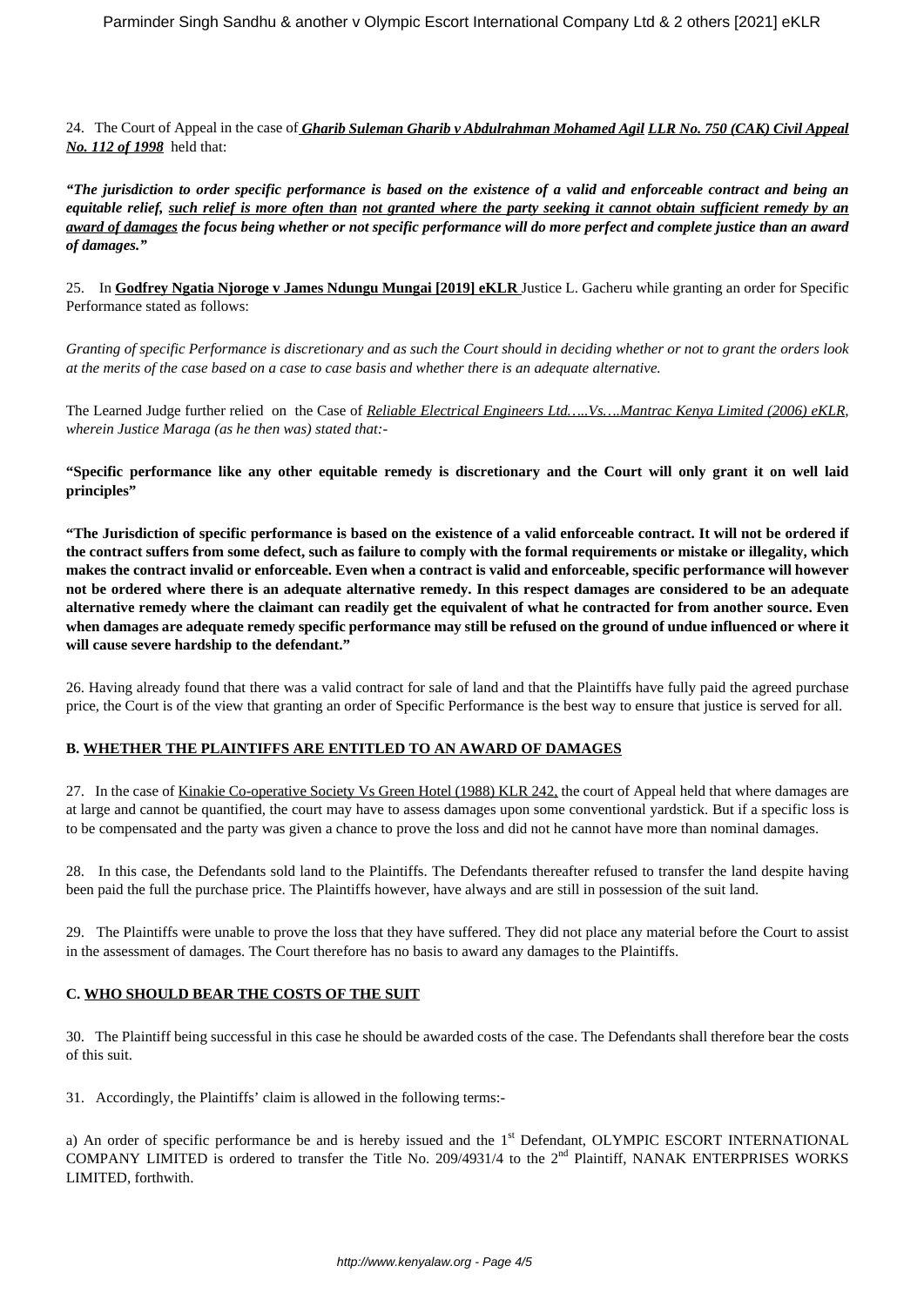24. The Court of Appeal in the case of ***Gharib Suleman Gharib v Abdulrahman Mohamed Agil*** ***LLR No. 750 (CAK) Civil Appeal No. 112 of 1998*** held that:

***"The jurisdiction to order specific performance is based on the existence of a valid and enforceable contract and being an equitable relief, such relief is more often than not granted where the party seeking it cannot obtain sufficient remedy by an award of damages the focus being whether or not specific performance will do more perfect and complete justice than an award of damages."***

25. In **Godfrey Ngatia Njoroge v James Ndungu Mungai [2019] eKLR** Justice L. Gacheru while granting an order for Specific Performance stated as follows:

*Granting of specific Performance is discretionary and as such the Court should in deciding whether or not to grant the orders look at the merits of the case based on a case to case basis and whether there is an adequate alternative.*

The Learned Judge further relied on the Case of *Reliable Electrical Engineers Ltd…..Vs….Mantrac Kenya Limited (2006) eKLR, wherein Justice Maraga (as he then was) stated that:-*

**"Specific performance like any other equitable remedy is discretionary and the Court will only grant it on well laid principles"**

**"The Jurisdiction of specific performance is based on the existence of a valid enforceable contract. It will not be ordered if the contract suffers from some defect, such as failure to comply with the formal requirements or mistake or illegality, which makes the contract invalid or enforceable. Even when a contract is valid and enforceable, specific performance will however not be ordered where there is an adequate alternative remedy. In this respect damages are considered to be an adequate alternative remedy where the claimant can readily get the equivalent of what he contracted for from another source. Even when damages are adequate remedy specific performance may still be refused on the ground of undue influenced or where it will cause severe hardship to the defendant."**

26. Having already found that there was a valid contract for sale of land and that the Plaintiffs have fully paid the agreed purchase price, the Court is of the view that granting an order of Specific Performance is the best way to ensure that justice is served for all.

**B. WHETHER THE PLAINTIFFS ARE ENTITLED TO AN AWARD OF DAMAGES**

27. In the case of Kinakie Co-operative Society Vs Green Hotel (1988) KLR 242, the court of Appeal held that where damages are at large and cannot be quantified, the court may have to assess damages upon some conventional yardstick. But if a specific loss is to be compensated and the party was given a chance to prove the loss and did not he cannot have more than nominal damages.

28. In this case, the Defendants sold land to the Plaintiffs. The Defendants thereafter refused to transfer the land despite having been paid the full the purchase price. The Plaintiffs however, have always and are still in possession of the suit land.

29. The Plaintiffs were unable to prove the loss that they have suffered. They did not place any material before the Court to assist in the assessment of damages. The Court therefore has no basis to award any damages to the Plaintiffs.

**C. WHO SHOULD BEAR THE COSTS OF THE SUIT**

30. The Plaintiff being successful in this case he should be awarded costs of the case. The Defendants shall therefore bear the costs of this suit.

31. Accordingly, the Plaintiffs' claim is allowed in the following terms:-

a) An order of specific performance be and is hereby issued and the 1st Defendant, OLYMPIC ESCORT INTERNATIONAL COMPANY LIMITED is ordered to transfer the Title No. 209/4931/4 to the 2nd Plaintiff, NANAK ENTERPRISES WORKS LIMITED, forthwith.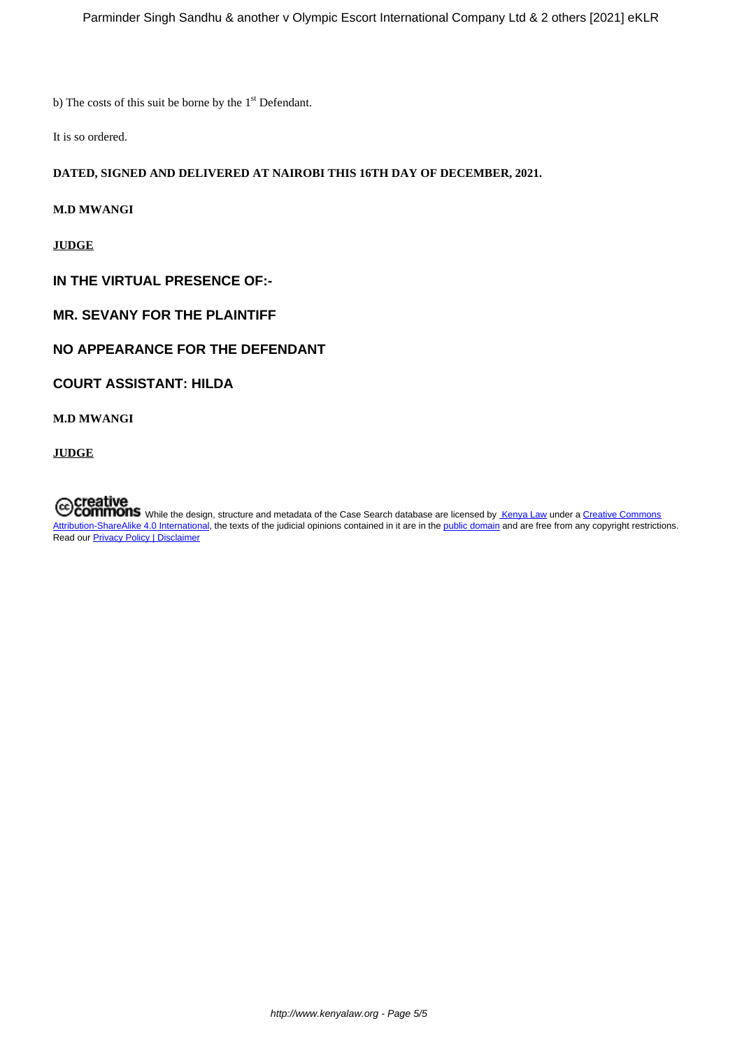b) The costs of this suit be borne by the 1st Defendant.

It is so ordered.

**DATED, SIGNED AND DELIVERED AT NAIROBI THIS 16TH DAY OF DECEMBER, 2021.**

**M.D MWANGI**

**JUDGE**

**IN THE VIRTUAL PRESENCE OF:-**

**MR. SEVANY FOR THE PLAINTIFF**

**NO APPEARANCE FOR THE DEFENDANT**

**COURT ASSISTANT: HILDA**

**M.D MWANGI**

**JUDGE**

creative commons While the design, structure and metadata of the Case Search database are licensed by Kenya Law under a Creative Commons Attribution-ShareAlike 4.0 International, the texts of the judicial opinions contained in it are in the public domain and are free from any copyright restrictions. Read our Privacy Policy | Disclaimer